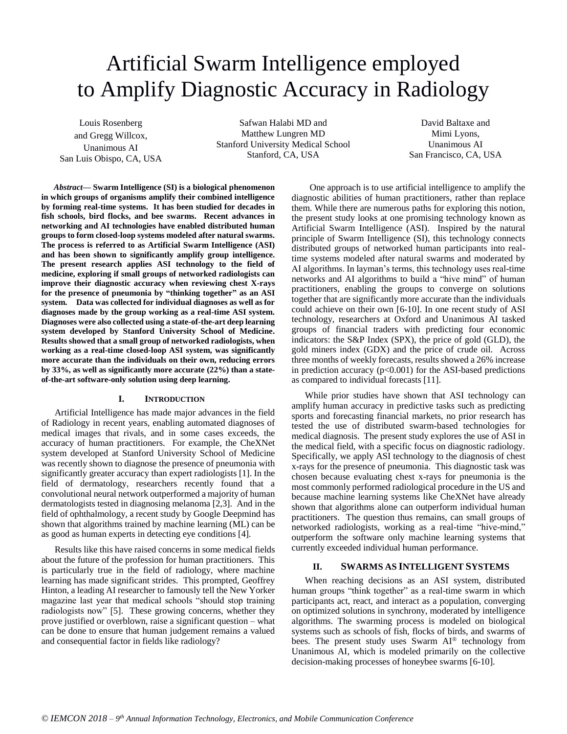# Artificial Swarm Intelligence employed to Amplify Diagnostic Accuracy in Radiology

Louis Rosenberg and Gregg Willcox,
Unanimous AI
San Luis Obispo, CA, USA

Safwan Halabi MD and Matthew Lungren MD
Stanford University Medical School
Stanford, CA, USA

David Baltaxe and Mimi Lyons,
Unanimous AI
San Francisco, CA, USA

***Abstract*— Swarm Intelligence (SI) is a biological phenomenon in which groups of organisms amplify their combined intelligence by forming real-time systems. It has been studied for decades in fish schools, bird flocks, and bee swarms. Recent advances in networking and AI technologies have enabled distributed human groups to form closed-loop systems modeled after natural swarms. The process is referred to as Artificial Swarm Intelligence (ASI) and has been shown to significantly amplify group intelligence. The present research applies ASI technology to the field of medicine, exploring if small groups of networked radiologists can improve their diagnostic accuracy when reviewing chest X-rays for the presence of pneumonia by "thinking together" as an ASI system. Data was collected for individual diagnoses as well as for diagnoses made by the group working as a real-time ASI system. Diagnoses were also collected using a state-of-the-art deep learning system developed by Stanford University School of Medicine. Results showed that a small group of networked radiologists, when working as a real-time closed-loop ASI system, was significantly more accurate than the individuals on their own, reducing errors by 33%, as well as significantly more accurate (22%) than a state-of-the-art software-only solution using deep learning.**

## I. Introduction

Artificial Intelligence has made major advances in the field of Radiology in recent years, enabling automated diagnoses of medical images that rivals, and in some cases exceeds, the accuracy of human practitioners. For example, the CheXNet system developed at Stanford University School of Medicine was recently shown to diagnose the presence of pneumonia with significantly greater accuracy than expert radiologists [1]. In the field of dermatology, researchers recently found that a convolutional neural network outperformed a majority of human dermatologists tested in diagnosing melanoma [2,3]. And in the field of ophthalmology, a recent study by Google Deepmind has shown that algorithms trained by machine learning (ML) can be as good as human experts in detecting eye conditions [4].

Results like this have raised concerns in some medical fields about the future of the profession for human practitioners. This is particularly true in the field of radiology, where machine learning has made significant strides. This prompted, Geoffrey Hinton, a leading AI researcher to famously tell the New Yorker magazine last year that medical schools "should stop training radiologists now" [5]. These growing concerns, whether they prove justified or overblown, raise a significant question – what can be done to ensure that human judgement remains a valued and consequential factor in fields like radiology?

One approach is to use artificial intelligence to amplify the diagnostic abilities of human practitioners, rather than replace them. While there are numerous paths for exploring this notion, the present study looks at one promising technology known as Artificial Swarm Intelligence (ASI). Inspired by the natural principle of Swarm Intelligence (SI), this technology connects distributed groups of networked human participants into real-time systems modeled after natural swarms and moderated by AI algorithms. In layman's terms, this technology uses real-time networks and AI algorithms to build a "hive mind" of human practitioners, enabling the groups to converge on solutions together that are significantly more accurate than the individuals could achieve on their own [6-10]. In one recent study of ASI technology, researchers at Oxford and Unanimous AI tasked groups of financial traders with predicting four economic indicators: the S&P Index (SPX), the price of gold (GLD), the gold miners index (GDX) and the price of crude oil. Across three months of weekly forecasts, results showed a 26% increase in prediction accuracy ($p<0.001$) for the ASI-based predictions as compared to individual forecasts [11].

While prior studies have shown that ASI technology can amplify human accuracy in predictive tasks such as predicting sports and forecasting financial markets, no prior research has tested the use of distributed swarm-based technologies for medical diagnosis. The present study explores the use of ASI in the medical field, with a specific focus on diagnostic radiology. Specifically, we apply ASI technology to the diagnosis of chest x-rays for the presence of pneumonia. This diagnostic task was chosen because evaluating chest x-rays for pneumonia is the most commonly performed radiological procedure in the US and because machine learning systems like CheXNet have already shown that algorithms alone can outperform individual human practitioners. The question thus remains, can small groups of networked radiologists, working as a real-time "hive-mind," outperform the software only machine learning systems that currently exceeded individual human performance.

## II. Swarms as Intelligent Systems

When reaching decisions as an ASI system, distributed human groups "think together" as a real-time swarm in which participants act, react, and interact as a population, converging on optimized solutions in synchrony, moderated by intelligence algorithms. The swarming process is modeled on biological systems such as schools of fish, flocks of birds, and swarms of bees. The present study uses Swarm AI® technology from Unanimous AI, which is modeled primarily on the collective decision-making processes of honeybee swarms [6-10].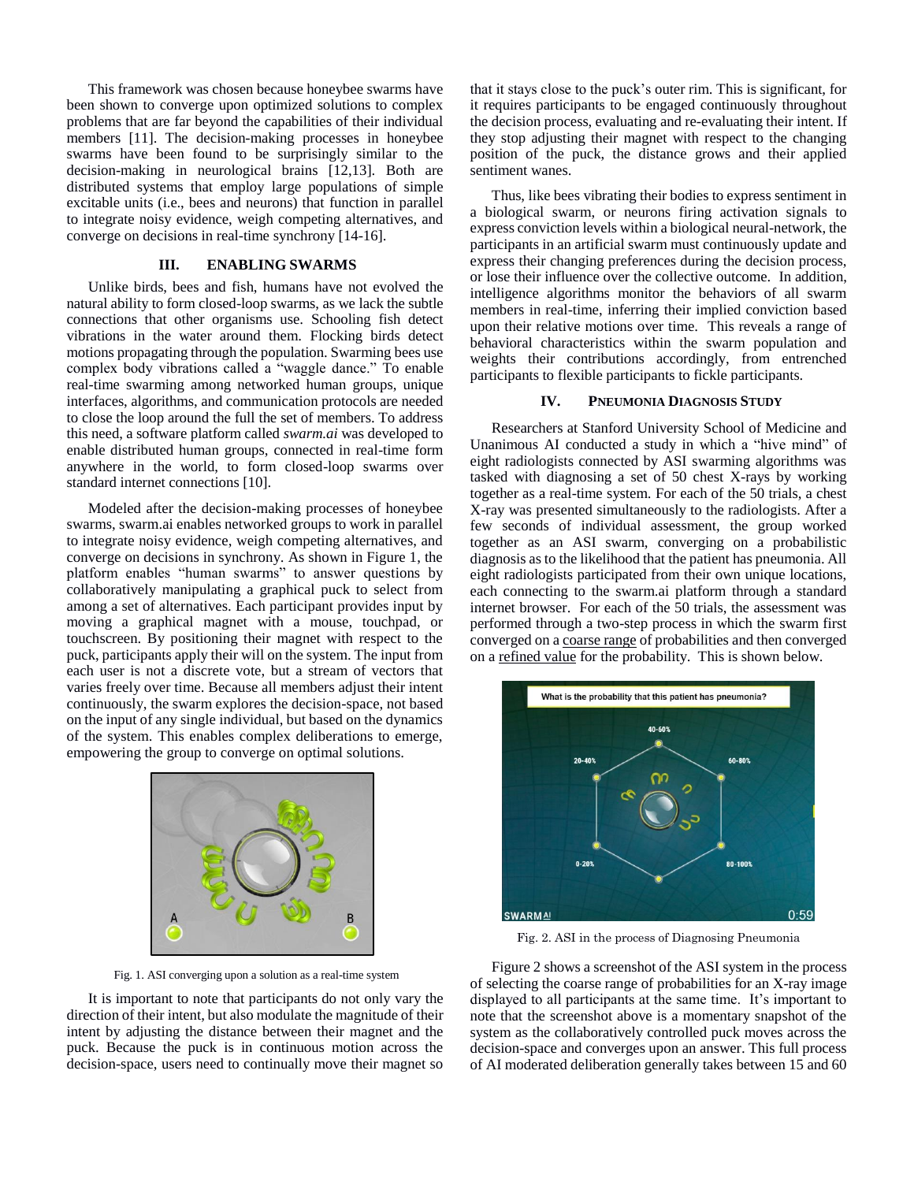This framework was chosen because honeybee swarms have been shown to converge upon optimized solutions to complex problems that are far beyond the capabilities of their individual members [11]. The decision-making processes in honeybee swarms have been found to be surprisingly similar to the decision-making in neurological brains [12,13]. Both are distributed systems that employ large populations of simple excitable units (i.e., bees and neurons) that function in parallel to integrate noisy evidence, weigh competing alternatives, and converge on decisions in real-time synchrony [14-16].

## III. ENABLING SWARMS

Unlike birds, bees and fish, humans have not evolved the natural ability to form closed-loop swarms, as we lack the subtle connections that other organisms use. Schooling fish detect vibrations in the water around them. Flocking birds detect motions propagating through the population. Swarming bees use complex body vibrations called a "waggle dance." To enable real-time swarming among networked human groups, unique interfaces, algorithms, and communication protocols are needed to close the loop around the full the set of members. To address this need, a software platform called *swarm.ai* was developed to enable distributed human groups, connected in real-time form anywhere in the world, to form closed-loop swarms over standard internet connections [10].

Modeled after the decision-making processes of honeybee swarms, swarm.ai enables networked groups to work in parallel to integrate noisy evidence, weigh competing alternatives, and converge on decisions in synchrony. As shown in Figure 1, the platform enables "human swarms" to answer questions by collaboratively manipulating a graphical puck to select from among a set of alternatives. Each participant provides input by moving a graphical magnet with a mouse, touchpad, or touchscreen. By positioning their magnet with respect to the puck, participants apply their will on the system. The input from each user is not a discrete vote, but a stream of vectors that varies freely over time. Because all members adjust their intent continuously, the swarm explores the decision-space, not based on the input of any single individual, but based on the dynamics of the system. This enables complex deliberations to emerge, empowering the group to converge on optimal solutions.

Fig. 1. ASI converging upon a solution as a real-time system

It is important to note that participants do not only vary the direction of their intent, but also modulate the magnitude of their intent by adjusting the distance between their magnet and the puck. Because the puck is in continuous motion across the decision-space, users need to continually move their magnet so that it stays close to the puck's outer rim. This is significant, for it requires participants to be engaged continuously throughout the decision process, evaluating and re-evaluating their intent. If they stop adjusting their magnet with respect to the changing position of the puck, the distance grows and their applied sentiment wanes.

Thus, like bees vibrating their bodies to express sentiment in a biological swarm, or neurons firing activation signals to express conviction levels within a biological neural-network, the participants in an artificial swarm must continuously update and express their changing preferences during the decision process, or lose their influence over the collective outcome. In addition, intelligence algorithms monitor the behaviors of all swarm members in real-time, inferring their implied conviction based upon their relative motions over time. This reveals a range of behavioral characteristics within the swarm population and weights their contributions accordingly, from entrenched participants to flexible participants to fickle participants.

## IV. PNEUMONIA DIAGNOSIS STUDY

Researchers at Stanford University School of Medicine and Unanimous AI conducted a study in which a "hive mind" of eight radiologists connected by ASI swarming algorithms was tasked with diagnosing a set of 50 chest X-rays by working together as a real-time system. For each of the 50 trials, a chest X-ray was presented simultaneously to the radiologists. After a few seconds of individual assessment, the group worked together as an ASI swarm, converging on a probabilistic diagnosis as to the likelihood that the patient has pneumonia. All eight radiologists participated from their own unique locations, each connecting to the swarm.ai platform through a standard internet browser. For each of the 50 trials, the assessment was performed through a two-step process in which the swarm first converged on a coarse range of probabilities and then converged on a refined value for the probability. This is shown below.

Fig. 2. ASI in the process of Diagnosing Pneumonia

Figure 2 shows a screenshot of the ASI system in the process of selecting the coarse range of probabilities for an X-ray image displayed to all participants at the same time. It's important to note that the screenshot above is a momentary snapshot of the system as the collaboratively controlled puck moves across the decision-space and converges upon an answer. This full process of AI moderated deliberation generally takes between 15 and 60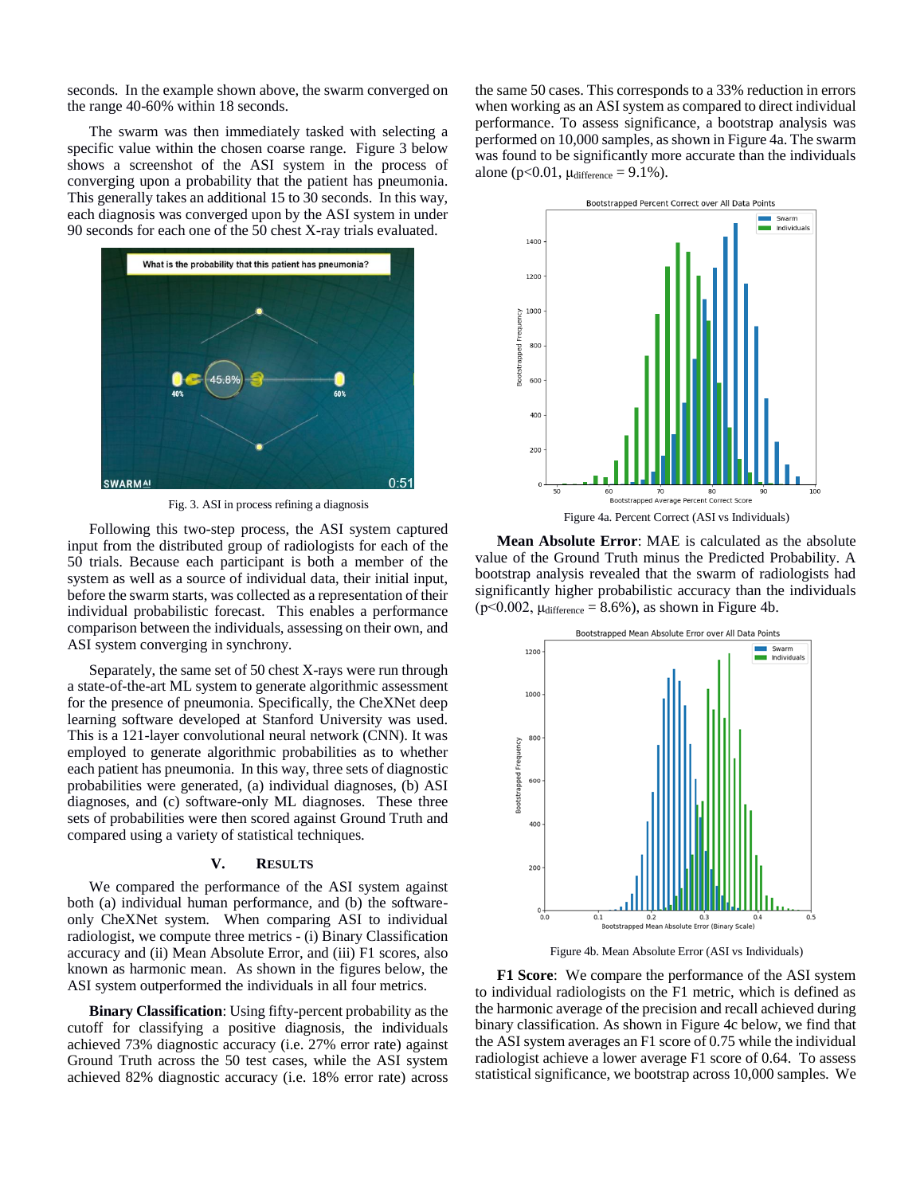seconds. In the example shown above, the swarm converged on the range 40-60% within 18 seconds.

The swarm was then immediately tasked with selecting a specific value within the chosen coarse range. Figure 3 below shows a screenshot of the ASI system in the process of converging upon a probability that the patient has pneumonia. This generally takes an additional 15 to 30 seconds. In this way, each diagnosis was converged upon by the ASI system in under 90 seconds for each one of the 50 chest X-ray trials evaluated.

Fig. 3. ASI in process refining a diagnosis

Following this two-step process, the ASI system captured input from the distributed group of radiologists for each of the 50 trials. Because each participant is both a member of the system as well as a source of individual data, their initial input, before the swarm starts, was collected as a representation of their individual probabilistic forecast. This enables a performance comparison between the individuals, assessing on their own, and ASI system converging in synchrony.

Separately, the same set of 50 chest X-rays were run through a state-of-the-art ML system to generate algorithmic assessment for the presence of pneumonia. Specifically, the CheXNet deep learning software developed at Stanford University was used. This is a 121-layer convolutional neural network (CNN). It was employed to generate algorithmic probabilities as to whether each patient has pneumonia. In this way, three sets of diagnostic probabilities were generated, (a) individual diagnoses, (b) ASI diagnoses, and (c) software-only ML diagnoses. These three sets of probabilities were then scored against Ground Truth and compared using a variety of statistical techniques.

## V. Results

We compared the performance of the ASI system against both (a) individual human performance, and (b) the software-only CheXNet system. When comparing ASI to individual radiologist, we compute three metrics - (i) Binary Classification accuracy and (ii) Mean Absolute Error, and (iii) F1 scores, also known as harmonic mean. As shown in the figures below, the ASI system outperformed the individuals in all four metrics.

**Binary Classification**: Using fifty-percent probability as the cutoff for classifying a positive diagnosis, the individuals achieved 73% diagnostic accuracy (i.e. 27% error rate) against Ground Truth across the 50 test cases, while the ASI system achieved 82% diagnostic accuracy (i.e. 18% error rate) across the same 50 cases. This corresponds to a 33% reduction in errors when working as an ASI system as compared to direct individual performance. To assess significance, a bootstrap analysis was performed on 10,000 samples, as shown in Figure 4a. The swarm was found to be significantly more accurate than the individuals alone ($p<0.01$, $\mu_{difference} = 9.1\%$).

Figure 4a. Percent Correct (ASI vs Individuals)

**Mean Absolute Error**: MAE is calculated as the absolute value of the Ground Truth minus the Predicted Probability. A bootstrap analysis revealed that the swarm of radiologists had significantly higher probabilistic accuracy than the individuals ($p<0.002$, $\mu_{difference} = 8.6\%$), as shown in Figure 4b.

Figure 4b. Mean Absolute Error (ASI vs Individuals)

**F1 Score**: We compare the performance of the ASI system to individual radiologists on the F1 metric, which is defined as the harmonic average of the precision and recall achieved during binary classification. As shown in Figure 4c below, we find that the ASI system averages an F1 score of 0.75 while the individual radiologist achieve a lower average F1 score of 0.64. To assess statistical significance, we bootstrap across 10,000 samples. We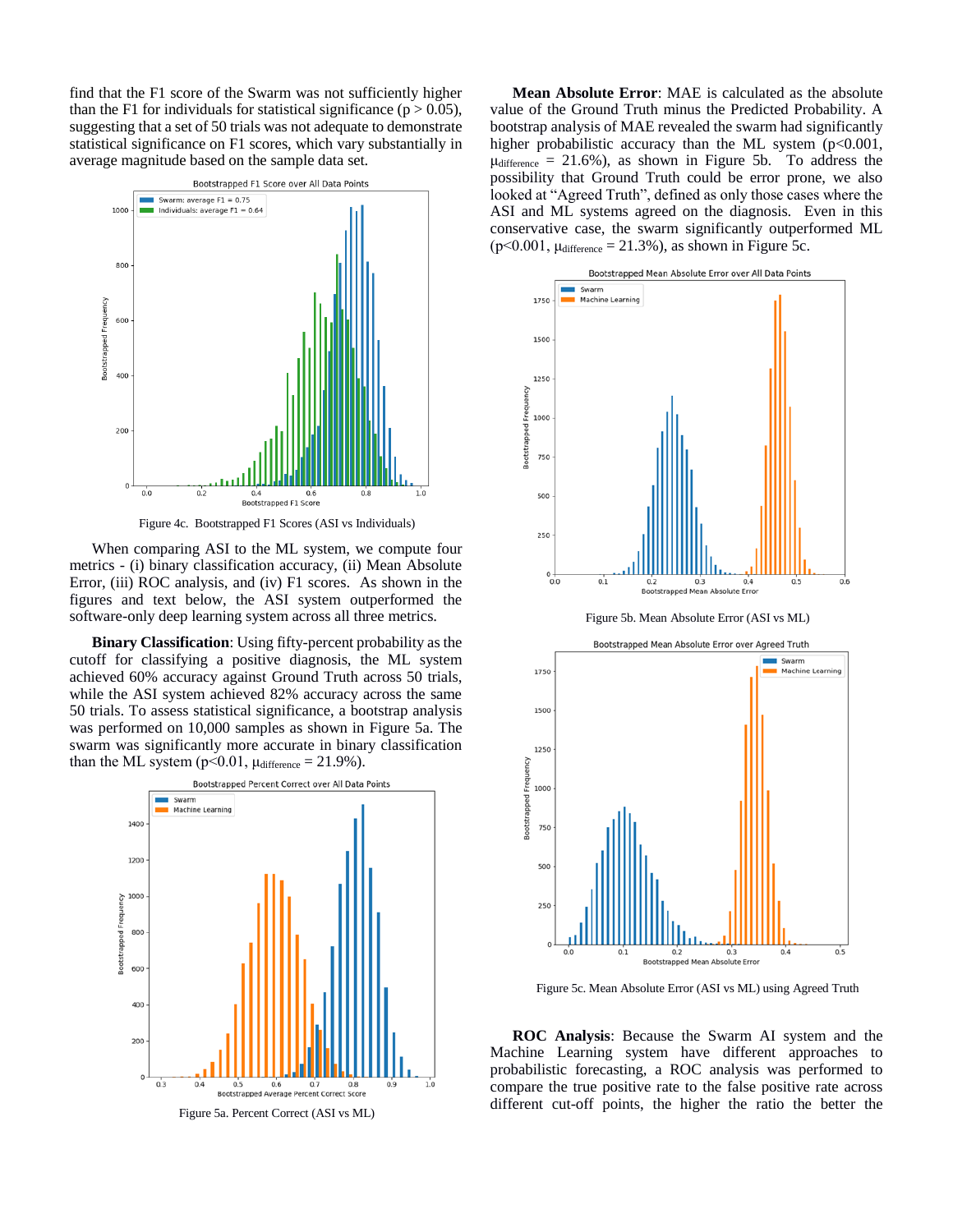find that the F1 score of the Swarm was not sufficiently higher than the F1 for individuals for statistical significance ($p > 0.05$), suggesting that a set of 50 trials was not adequate to demonstrate statistical significance on F1 scores, which vary substantially in average magnitude based on the sample data set.

Figure 4c. Bootstrapped F1 Scores (ASI vs Individuals)

When comparing ASI to the ML system, we compute four metrics - (i) binary classification accuracy, (ii) Mean Absolute Error, (iii) ROC analysis, and (iv) F1 scores. As shown in the figures and text below, the ASI system outperformed the software-only deep learning system across all three metrics.

**Binary Classification**: Using fifty-percent probability as the cutoff for classifying a positive diagnosis, the ML system achieved 60% accuracy against Ground Truth across 50 trials, while the ASI system achieved 82% accuracy across the same 50 trials. To assess statistical significance, a bootstrap analysis was performed on 10,000 samples as shown in Figure 5a. The swarm was significantly more accurate in binary classification than the ML system ($p<0.01$, $\mu_{\text{difference}} = 21.9\%$).

Figure 5a. Percent Correct (ASI vs ML)

**Mean Absolute Error**: MAE is calculated as the absolute value of the Ground Truth minus the Predicted Probability. A bootstrap analysis of MAE revealed the swarm had significantly higher probabilistic accuracy than the ML system ($p<0.001$, $\mu_{\text{difference}} = 21.6\%$), as shown in Figure 5b. To address the possibility that Ground Truth could be error prone, we also looked at "Agreed Truth", defined as only those cases where the ASI and ML systems agreed on the diagnosis. Even in this conservative case, the swarm significantly outperformed ML ($p<0.001$, $\mu_{\text{difference}} = 21.3\%$), as shown in Figure 5c.

Figure 5b. Mean Absolute Error (ASI vs ML)

Figure 5c. Mean Absolute Error (ASI vs ML) using Agreed Truth

**ROC Analysis**: Because the Swarm AI system and the Machine Learning system have different approaches to probabilistic forecasting, a ROC analysis was performed to compare the true positive rate to the false positive rate across different cut-off points, the higher the ratio the better the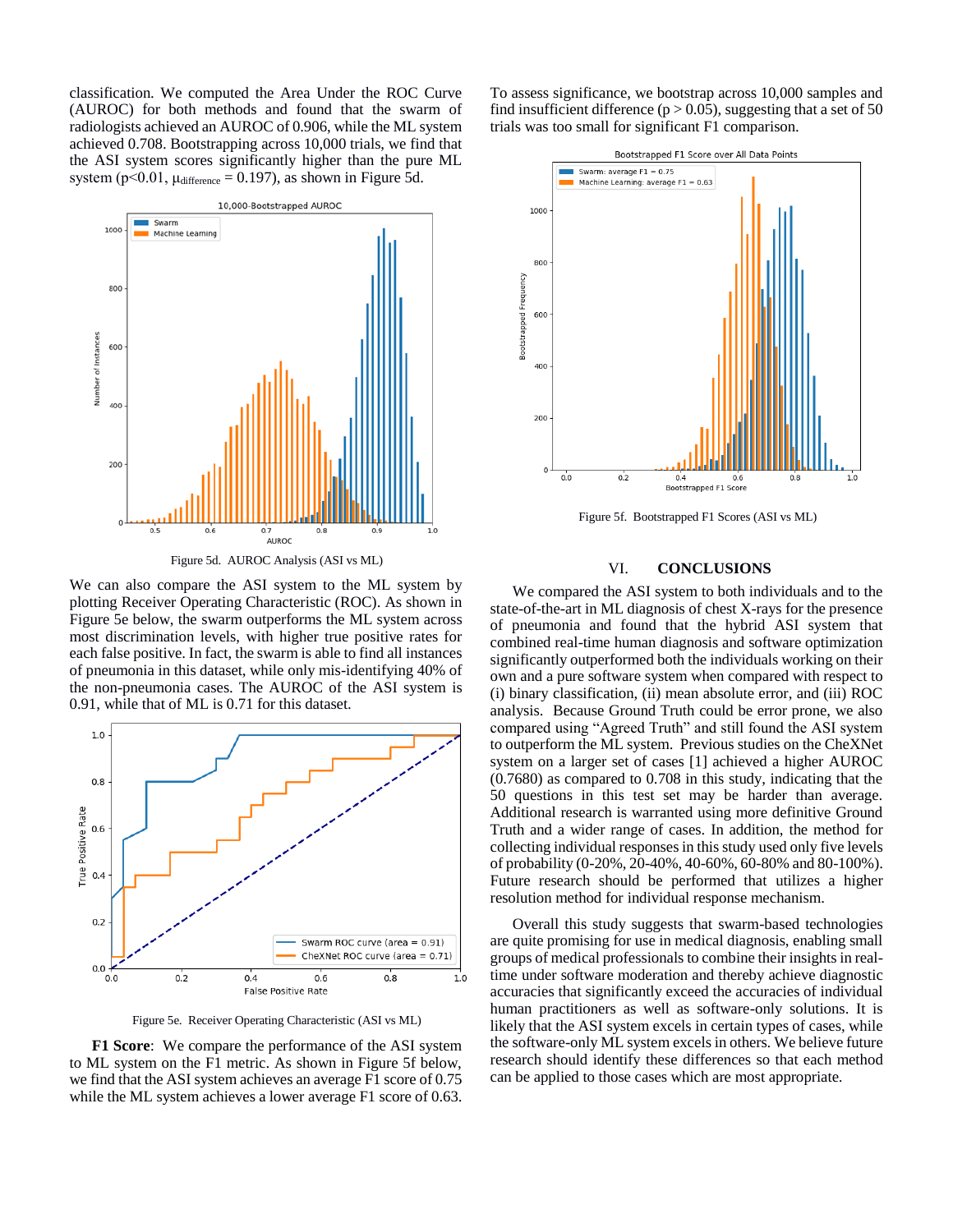classification. We computed the Area Under the ROC Curve (AUROC) for both methods and found that the swarm of radiologists achieved an AUROC of 0.906, while the ML system achieved 0.708. Bootstrapping across 10,000 trials, we find that the ASI system scores significantly higher than the pure ML system ($p<0.01$, $\mu_{difference} = 0.197$), as shown in Figure 5d.

Figure 5d. AUROC Analysis (ASI vs ML)

We can also compare the ASI system to the ML system by plotting Receiver Operating Characteristic (ROC). As shown in Figure 5e below, the swarm outperforms the ML system across most discrimination levels, with higher true positive rates for each false positive. In fact, the swarm is able to find all instances of pneumonia in this dataset, while only mis-identifying 40% of the non-pneumonia cases. The AUROC of the ASI system is 0.91, while that of ML is 0.71 for this dataset.

Figure 5e. Receiver Operating Characteristic (ASI vs ML)

**F1 Score**: We compare the performance of the ASI system to ML system on the F1 metric. As shown in Figure 5f below, we find that the ASI system achieves an average F1 score of 0.75 while the ML system achieves a lower average F1 score of 0.63. To assess significance, we bootstrap across 10,000 samples and find insufficient difference ($p > 0.05$), suggesting that a set of 50 trials was too small for significant F1 comparison.

Figure 5f. Bootstrapped F1 Scores (ASI vs ML)

## VI. CONCLUSIONS

We compared the ASI system to both individuals and to the state-of-the-art in ML diagnosis of chest X-rays for the presence of pneumonia and found that the hybrid ASI system that combined real-time human diagnosis and software optimization significantly outperformed both the individuals working on their own and a pure software system when compared with respect to (i) binary classification, (ii) mean absolute error, and (iii) ROC analysis. Because Ground Truth could be error prone, we also compared using "Agreed Truth" and still found the ASI system to outperform the ML system. Previous studies on the CheXNet system on a larger set of cases [1] achieved a higher AUROC (0.7680) as compared to 0.708 in this study, indicating that the 50 questions in this test set may be harder than average. Additional research is warranted using more definitive Ground Truth and a wider range of cases. In addition, the method for collecting individual responses in this study used only five levels of probability (0-20%, 20-40%, 40-60%, 60-80% and 80-100%). Future research should be performed that utilizes a higher resolution method for individual response mechanism.

Overall this study suggests that swarm-based technologies are quite promising for use in medical diagnosis, enabling small groups of medical professionals to combine their insights in real-time under software moderation and thereby achieve diagnostic accuracies that significantly exceed the accuracies of individual human practitioners as well as software-only solutions. It is likely that the ASI system excels in certain types of cases, while the software-only ML system excels in others. We believe future research should identify these differences so that each method can be applied to those cases which are most appropriate.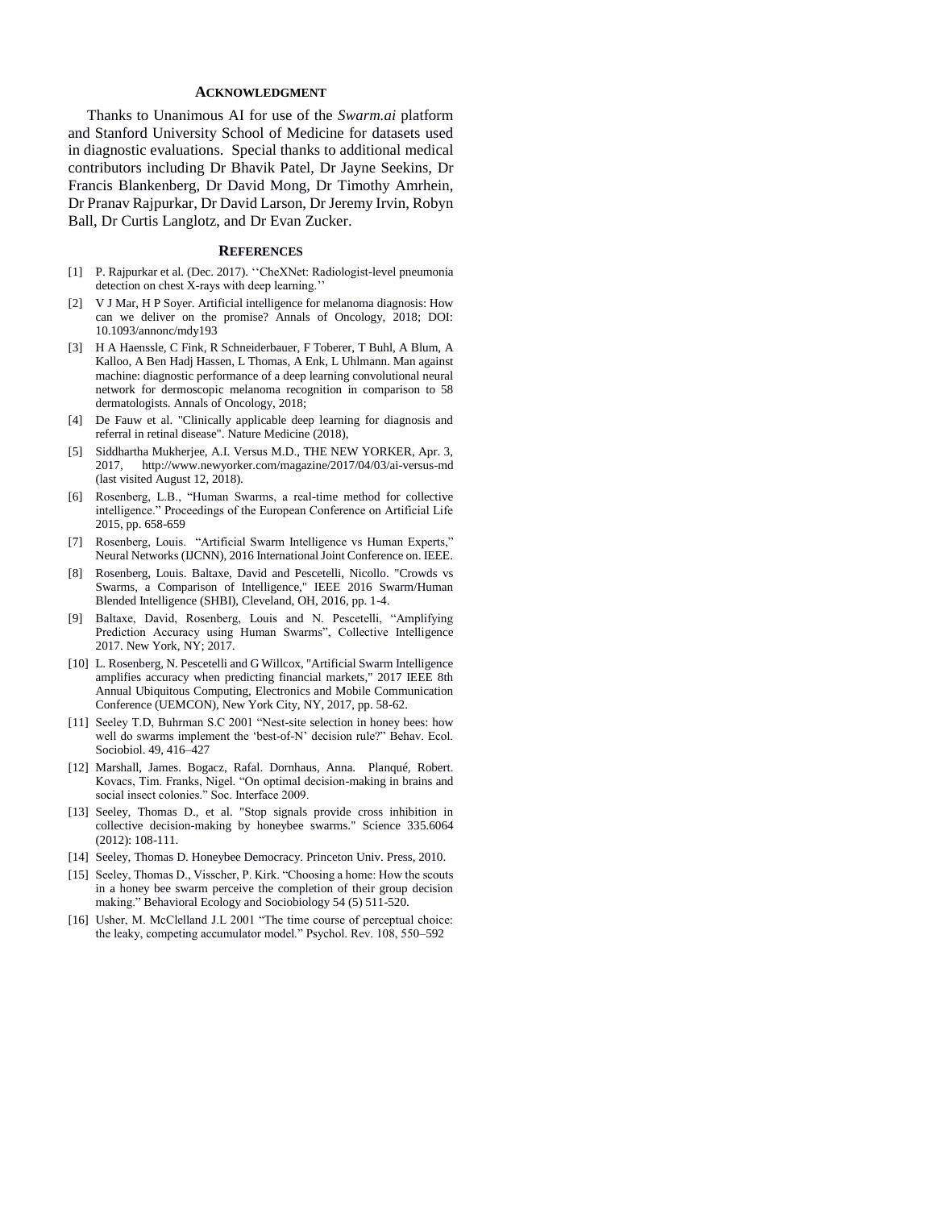## ACKNOWLEDGMENT

Thanks to Unanimous AI for use of the *Swarm.ai* platform and Stanford University School of Medicine for datasets used in diagnostic evaluations. Special thanks to additional medical contributors including Dr Bhavik Patel, Dr Jayne Seekins, Dr Francis Blankenberg, Dr David Mong, Dr Timothy Amrhein, Dr Pranav Rajpurkar, Dr David Larson, Dr Jeremy Irvin, Robyn Ball, Dr Curtis Langlotz, and Dr Evan Zucker.

## REFERENCES

[1] P. Rajpurkar et al. (Dec. 2017). ''CheXNet: Radiologist-level pneumonia detection on chest X-rays with deep learning.''

[2] V J Mar, H P Soyer. Artificial intelligence for melanoma diagnosis: How can we deliver on the promise? Annals of Oncology, 2018; DOI: 10.1093/annonc/mdy193

[3] H A Haenssle, C Fink, R Schneiderbauer, F Toberer, T Buhl, A Blum, A Kalloo, A Ben Hadj Hassen, L Thomas, A Enk, L Uhlmann. Man against machine: diagnostic performance of a deep learning convolutional neural network for dermoscopic melanoma recognition in comparison to 58 dermatologists. Annals of Oncology, 2018;

[4] De Fauw et al. "Clinically applicable deep learning for diagnosis and referral in retinal disease". Nature Medicine (2018),

[5] Siddhartha Mukherjee, A.I. Versus M.D., THE NEW YORKER, Apr. 3, 2017, http://www.newyorker.com/magazine/2017/04/03/ai-versus-md (last visited August 12, 2018).

[6] Rosenberg, L.B., "Human Swarms, a real-time method for collective intelligence." Proceedings of the European Conference on Artificial Life 2015, pp. 658-659

[7] Rosenberg, Louis. "Artificial Swarm Intelligence vs Human Experts," Neural Networks (IJCNN), 2016 International Joint Conference on. IEEE.

[8] Rosenberg, Louis. Baltaxe, David and Pescetelli, Nicollo. "Crowds vs Swarms, a Comparison of Intelligence," IEEE 2016 Swarm/Human Blended Intelligence (SHBI), Cleveland, OH, 2016, pp. 1-4.

[9] Baltaxe, David, Rosenberg, Louis and N. Pescetelli, "Amplifying Prediction Accuracy using Human Swarms", Collective Intelligence 2017. New York, NY; 2017.

[10] L. Rosenberg, N. Pescetelli and G Willcox, "Artificial Swarm Intelligence amplifies accuracy when predicting financial markets," 2017 IEEE 8th Annual Ubiquitous Computing, Electronics and Mobile Communication Conference (UEMCON), New York City, NY, 2017, pp. 58-62.

[11] Seeley T.D, Buhrman S.C 2001 "Nest-site selection in honey bees: how well do swarms implement the 'best-of-N' decision rule?" Behav. Ecol. Sociobiol. 49, 416–427

[12] Marshall, James. Bogacz, Rafal. Dornhaus, Anna. Planqué, Robert. Kovacs, Tim. Franks, Nigel. "On optimal decision-making in brains and social insect colonies." Soc. Interface 2009.

[13] Seeley, Thomas D., et al. "Stop signals provide cross inhibition in collective decision-making by honeybee swarms." Science 335.6064 (2012): 108-111.

[14] Seeley, Thomas D. Honeybee Democracy. Princeton Univ. Press, 2010.

[15] Seeley, Thomas D., Visscher, P. Kirk. "Choosing a home: How the scouts in a honey bee swarm perceive the completion of their group decision making." Behavioral Ecology and Sociobiology 54 (5) 511-520.

[16] Usher, M. McClelland J.L 2001 "The time course of perceptual choice: the leaky, competing accumulator model." Psychol. Rev. 108, 550–592